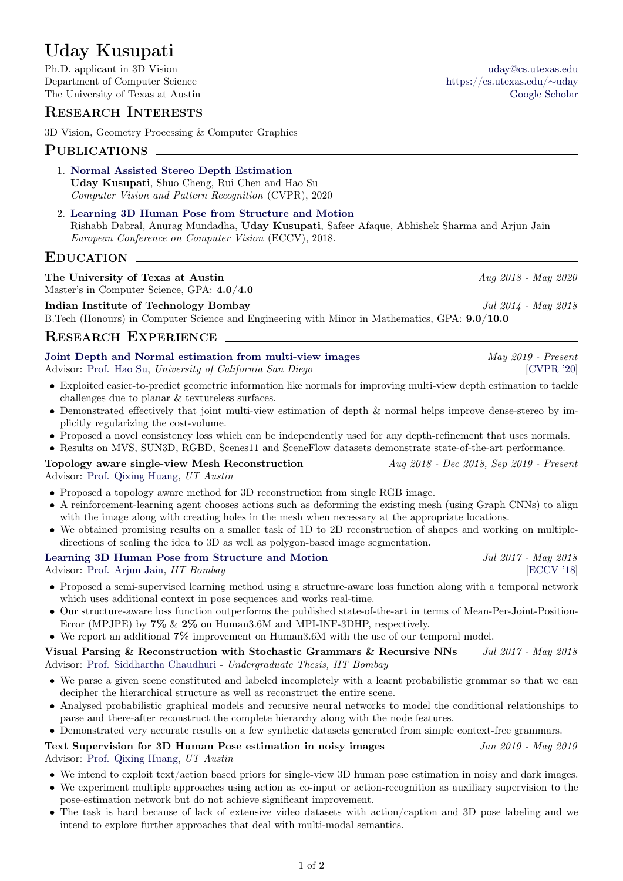# Uday Kusupati

Ph.D. applicant in 3D Vision
Department of Computer Science
The University of Texas at Austin

uday@cs.utexas.edu
https://cs.utexas.edu/∼uday
Google Scholar

## Research Interests

3D Vision, Geometry Processing & Computer Graphics

## Publications

1. **Normal Assisted Stereo Depth Estimation**
   **Uday Kusupati**, Shuo Cheng, Rui Chen and Hao Su
   *Computer Vision and Pattern Recognition* (CVPR), 2020
2. **Learning 3D Human Pose from Structure and Motion**
   Rishabh Dabral, Anurag Mundadha, **Uday Kusupati**, Safeer Afaque, Abhishek Sharma and Arjun Jain
   *European Conference on Computer Vision* (ECCV), 2018.

## Education

**The University of Texas at Austin** — *Aug 2018 - May 2020*
Master's in Computer Science, GPA: **4.0/4.0**

**Indian Institute of Technology Bombay** — *Jul 2014 - May 2018*
B.Tech (Honours) in Computer Science and Engineering with Minor in Mathematics, GPA: **9.0/10.0**

## Research Experience

**Joint Depth and Normal estimation from multi-view images** — *May 2019 - Present*
Advisor: Prof. Hao Su, *University of California San Diego* — [CVPR '20]

- Exploited easier-to-predict geometric information like normals for improving multi-view depth estimation to tackle challenges due to planar & textureless surfaces.
- Demonstrated effectively that joint multi-view estimation of depth & normal helps improve dense-stereo by implicitly regularizing the cost-volume.
- Proposed a novel consistency loss which can be independently used for any depth-refinement that uses normals.
- Results on MVS, SUN3D, RGBD, Scenes11 and SceneFlow datasets demonstrate state-of-the-art performance.

**Topology aware single-view Mesh Reconstruction** — *Aug 2018 - Dec 2018, Sep 2019 - Present*
Advisor: Prof. Qixing Huang, *UT Austin*

- Proposed a topology aware method for 3D reconstruction from single RGB image.
- A reinforcement-learning agent chooses actions such as deforming the existing mesh (using Graph CNNs) to align with the image along with creating holes in the mesh when necessary at the appropriate locations.
- We obtained promising results on a smaller task of 1D to 2D reconstruction of shapes and working on multiple-directions of scaling the idea to 3D as well as polygon-based image segmentation.

**Learning 3D Human Pose from Structure and Motion** — *Jul 2017 - May 2018*
Advisor: Prof. Arjun Jain, *IIT Bombay* — [ECCV '18]

- Proposed a semi-supervised learning method using a structure-aware loss function along with a temporal network which uses additional context in pose sequences and works real-time.
- Our structure-aware loss function outperforms the published state-of-the-art in terms of Mean-Per-Joint-Position-Error (MPJPE) by **7%** & **2%** on Human3.6M and MPI-INF-3DHP, respectively.
- We report an additional **7%** improvement on Human3.6M with the use of our temporal model.

**Visual Parsing & Reconstruction with Stochastic Grammars & Recursive NNs** — *Jul 2017 - May 2018*
Advisor: Prof. Siddhartha Chaudhuri - *Undergraduate Thesis, IIT Bombay*

- We parse a given scene constituted and labeled incompletely with a learnt probabilistic grammar so that we can decipher the hierarchical structure as well as reconstruct the entire scene.
- Analysed probabilistic graphical models and recursive neural networks to model the conditional relationships to parse and there-after reconstruct the complete hierarchy along with the node features.
- Demonstrated very accurate results on a few synthetic datasets generated from simple context-free grammars.

**Text Supervision for 3D Human Pose estimation in noisy images** — *Jan 2019 - May 2019*
Advisor: Prof. Qixing Huang, *UT Austin*

- We intend to exploit text/action based priors for single-view 3D human pose estimation in noisy and dark images.
- We experiment multiple approaches using action as co-input or action-recognition as auxiliary supervision to the pose-estimation network but do not achieve significant improvement.
- The task is hard because of lack of extensive video datasets with action/caption and 3D pose labeling and we intend to explore further approaches that deal with multi-modal semantics.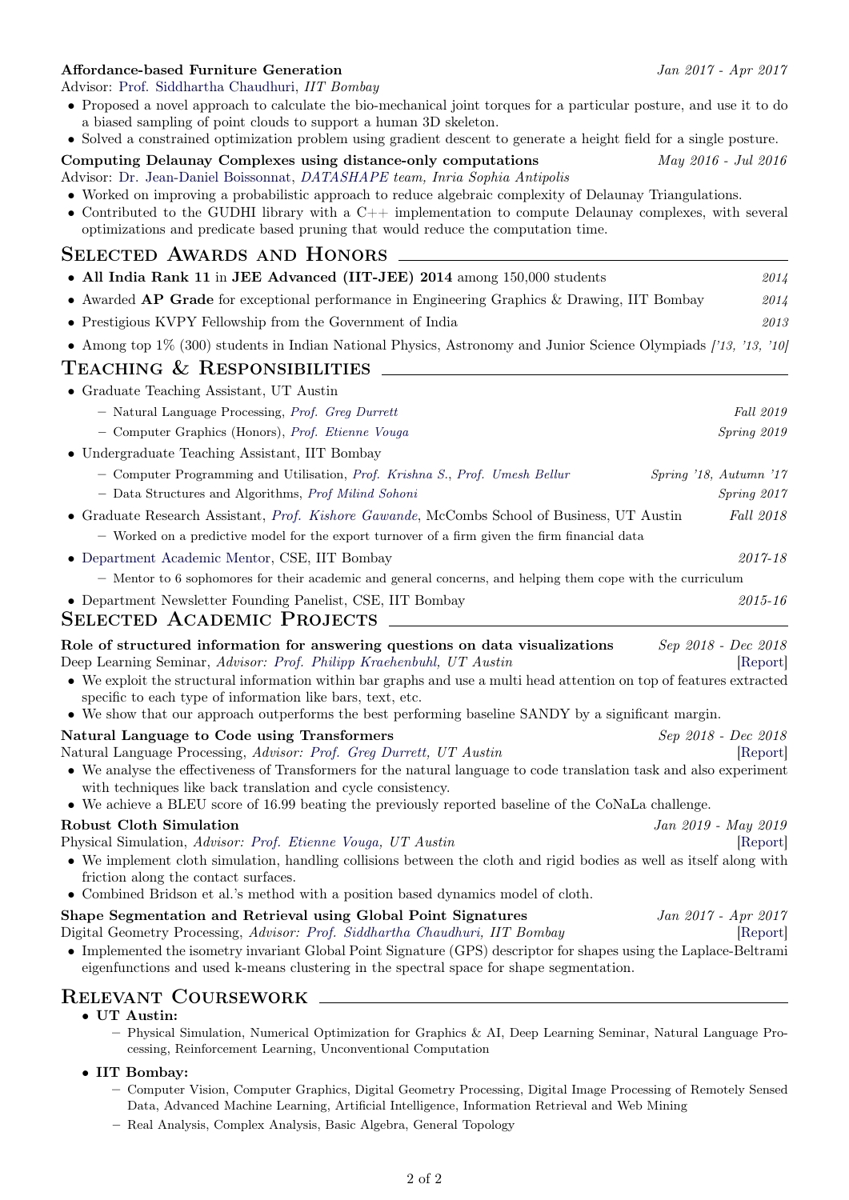**Affordance-based Furniture Generation** *Jan 2017 - Apr 2017*
Advisor: Prof. Siddhartha Chaudhuri, *IIT Bombay*

- Proposed a novel approach to calculate the bio-mechanical joint torques for a particular posture, and use it to do a biased sampling of point clouds to support a human 3D skeleton.
- Solved a constrained optimization problem using gradient descent to generate a height field for a single posture.

**Computing Delaunay Complexes using distance-only computations** *May 2016 - Jul 2016*
Advisor: Dr. Jean-Daniel Boissonnat, *DATASHAPE team, Inria Sophia Antipolis*

- Worked on improving a probabilistic approach to reduce algebraic complexity of Delaunay Triangulations.
- Contributed to the GUDHI library with a C++ implementation to compute Delaunay complexes, with several optimizations and predicate based pruning that would reduce the computation time.

## Selected Awards and Honors

- **All India Rank 11** in **JEE Advanced (IIT-JEE) 2014** among 150,000 students *2014*
- Awarded **AP Grade** for exceptional performance in Engineering Graphics & Drawing, IIT Bombay *2014*
- Prestigious KVPY Fellowship from the Government of India *2013*
- Among top 1% (300) students in Indian National Physics, Astronomy and Junior Science Olympiads *['13, '13, '10]*

## Teaching & Responsibilities

- Graduate Teaching Assistant, UT Austin
  - Natural Language Processing, *Prof. Greg Durrett* *Fall 2019*
  - Computer Graphics (Honors), *Prof. Etienne Vouga* *Spring 2019*
- Undergraduate Teaching Assistant, IIT Bombay
  - Computer Programming and Utilisation, *Prof. Krishna S.*, *Prof. Umesh Bellur* *Spring '18, Autumn '17*
  - Data Structures and Algorithms, *Prof Milind Sohoni* *Spring 2017*
- Graduate Research Assistant, *Prof. Kishore Gawande*, McCombs School of Business, UT Austin *Fall 2018*
  - Worked on a predictive model for the export turnover of a firm given the firm financial data
- Department Academic Mentor, CSE, IIT Bombay *2017-18*
  - Mentor to 6 sophomores for their academic and general concerns, and helping them cope with the curriculum
- Department Newsletter Founding Panelist, CSE, IIT Bombay *2015-16*

## Selected Academic Projects

**Role of structured information for answering questions on data visualizations** *Sep 2018 - Dec 2018*
Deep Learning Seminar, *Advisor: Prof. Philipp Kraehenbuhl, UT Austin* [Report]

- We exploit the structural information within bar graphs and use a multi head attention on top of features extracted specific to each type of information like bars, text, etc.
- We show that our approach outperforms the best performing baseline SANDY by a significant margin.

**Natural Language to Code using Transformers** *Sep 2018 - Dec 2018*
Natural Language Processing, *Advisor: Prof. Greg Durrett, UT Austin* [Report]

- We analyse the effectiveness of Transformers for the natural language to code translation task and also experiment with techniques like back translation and cycle consistency.
- We achieve a BLEU score of 16.99 beating the previously reported baseline of the CoNaLa challenge.

**Robust Cloth Simulation** *Jan 2019 - May 2019*
Physical Simulation, *Advisor: Prof. Etienne Vouga, UT Austin* [Report]

- We implement cloth simulation, handling collisions between the cloth and rigid bodies as well as itself along with friction along the contact surfaces.
- Combined Bridson et al.'s method with a position based dynamics model of cloth.

**Shape Segmentation and Retrieval using Global Point Signatures** *Jan 2017 - Apr 2017*
Digital Geometry Processing, *Advisor: Prof. Siddhartha Chaudhuri, IIT Bombay* [Report]

- Implemented the isometry invariant Global Point Signature (GPS) descriptor for shapes using the Laplace-Beltrami eigenfunctions and used k-means clustering in the spectral space for shape segmentation.

## Relevant Coursework

- **UT Austin:**
  - Physical Simulation, Numerical Optimization for Graphics & AI, Deep Learning Seminar, Natural Language Processing, Reinforcement Learning, Unconventional Computation
- **IIT Bombay:**
  - Computer Vision, Computer Graphics, Digital Geometry Processing, Digital Image Processing of Remotely Sensed Data, Advanced Machine Learning, Artificial Intelligence, Information Retrieval and Web Mining
  - Real Analysis, Complex Analysis, Basic Algebra, General Topology